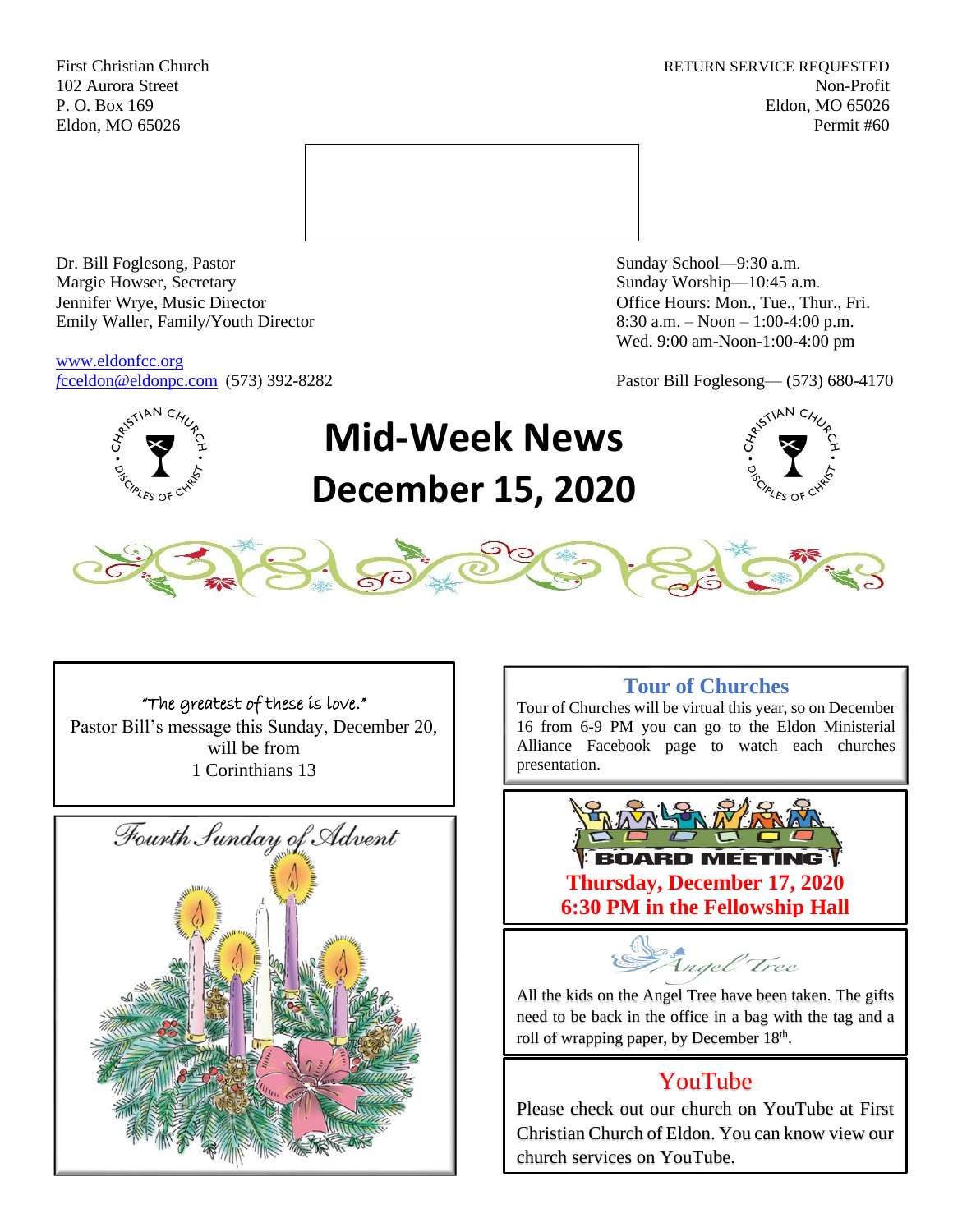First Christian Church
102 Aurora Street
P. O. Box 169
Eldon, MO 65026

RETURN SERVICE REQUESTED
Non-Profit
Eldon, MO 65026
Permit #60

Dr. Bill Foglesong, Pastor
Margie Howser, Secretary
Jennifer Wrye, Music Director
Emily Waller, Family/Youth Director

www.eldonfcc.org
fcceldon@eldonpc.com (573) 392-8282

Sunday School—9:30 a.m.
Sunday Worship—10:45 a.m.
Office Hours: Mon., Tue., Thur., Fri.
8:30 a.m. – Noon – 1:00-4:00 p.m.
Wed. 9:00 am-Noon-1:00-4:00 pm

Pastor Bill Foglesong— (573) 680-4170

# Mid-Week News
# December 15, 2020

"The greatest of these is love."
Pastor Bill's message this Sunday, December 20, will be from
1 Corinthians 13

Fourth Sunday of Advent

## Tour of Churches

Tour of Churches will be virtual this year, so on December 16 from 6-9 PM you can go to the Eldon Ministerial Alliance Facebook page to watch each churches presentation.

## BOARD MEETING

**Thursday, December 17, 2020**
**6:30 PM in the Fellowship Hall**

## Angel Tree

All the kids on the Angel Tree have been taken. The gifts need to be back in the office in a bag with the tag and a roll of wrapping paper, by December 18th.

## YouTube

Please check out our church on YouTube at First Christian Church of Eldon. You can know view our church services on YouTube.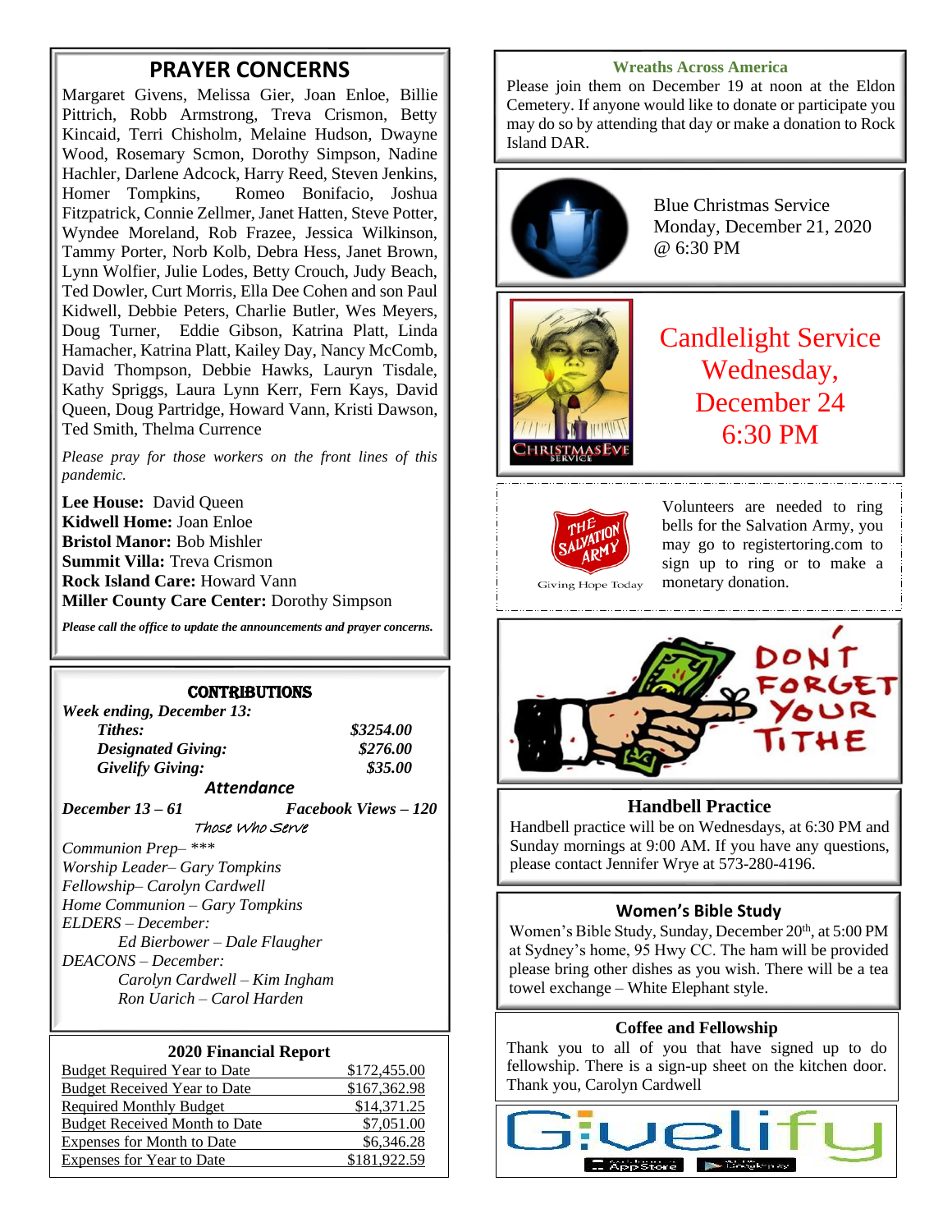## PRAYER CONCERNS

Margaret Givens, Melissa Gier, Joan Enloe, Billie Pittrich, Robb Armstrong, Treva Crismon, Betty Kincaid, Terri Chisholm, Melaine Hudson, Dwayne Wood, Rosemary Scmon, Dorothy Simpson, Nadine Hachler, Darlene Adcock, Harry Reed, Steven Jenkins, Homer Tompkins, Romeo Bonifacio, Joshua Fitzpatrick, Connie Zellmer, Janet Hatten, Steve Potter, Wyndee Moreland, Rob Frazee, Jessica Wilkinson, Tammy Porter, Norb Kolb, Debra Hess, Janet Brown, Lynn Wolfier, Julie Lodes, Betty Crouch, Judy Beach, Ted Dowler, Curt Morris, Ella Dee Cohen and son Paul Kidwell, Debbie Peters, Charlie Butler, Wes Meyers, Doug Turner, Eddie Gibson, Katrina Platt, Linda Hamacher, Katrina Platt, Kailey Day, Nancy McComb, David Thompson, Debbie Hawks, Lauryn Tisdale, Kathy Spriggs, Laura Lynn Kerr, Fern Kays, David Queen, Doug Partridge, Howard Vann, Kristi Dawson, Ted Smith, Thelma Currence

*Please pray for those workers on the front lines of this pandemic.*

**Lee House:** David Queen
**Kidwell Home:** Joan Enloe
**Bristol Manor:** Bob Mishler
**Summit Villa:** Treva Crismon
**Rock Island Care:** Howard Vann
**Miller County Care Center:** Dorothy Simpson

***Please call the office to update the announcements and prayer concerns.***

### CONTRIBUTIONS

***Week ending, December 13:***

| | |
|---|---|
| ***Tithes:*** | ***$3254.00*** |
| ***Designated Giving:*** | ***$276.00*** |
| ***Givelify Giving:*** | ***$35.00*** |

### *Attendance*

***December 13 – 61*** ***Facebook Views – 120***

*Those Who Serve*

*Communion Prep– \*\*\**
*Worship Leader– Gary Tompkins*
*Fellowship– Carolyn Cardwell*
*Home Communion – Gary Tompkins*
*ELDERS – December:*
*Ed Bierbower – Dale Flaugher*
*DEACONS – December:*
*Carolyn Cardwell – Kim Ingham*
*Ron Uarich – Carol Harden*

### 2020 Financial Report

| | |
|---|---|
| Budget Required Year to Date | $172,455.00 |
| Budget Received Year to Date | $167,362.98 |
| Required Monthly Budget | $14,371.25 |
| Budget Received Month to Date | $7,051.00 |
| Expenses for Month to Date | $6,346.28 |
| Expenses for Year to Date | $181,922.59 |

### Wreaths Across America

Please join them on December 19 at noon at the Eldon Cemetery. If anyone would like to donate or participate you may do so by attending that day or make a donation to Rock Island DAR.

Blue Christmas Service
Monday, December 21, 2020
@ 6:30 PM

CHRISTMAS EVE SERVICE

Candlelight Service
Wednesday,
December 24
6:30 PM

THE SALVATION ARMY
Giving Hope Today

Volunteers are needed to ring bells for the Salvation Army, you may go to registertoring.com to sign up to ring or to make a monetary donation.

DON'T FORGET YOUR TITHE

### Handbell Practice

Handbell practice will be on Wednesdays, at 6:30 PM and Sunday mornings at 9:00 AM. If you have any questions, please contact Jennifer Wrye at 573-280-4196.

### Women's Bible Study

Women's Bible Study, Sunday, December 20th, at 5:00 PM at Sydney's home, 95 Hwy CC. The ham will be provided please bring other dishes as you wish. There will be a tea towel exchange – White Elephant style.

### Coffee and Fellowship

Thank you to all of you that have signed up to do fellowship. There is a sign-up sheet on the kitchen door. Thank you, Carolyn Cardwell

Givelify